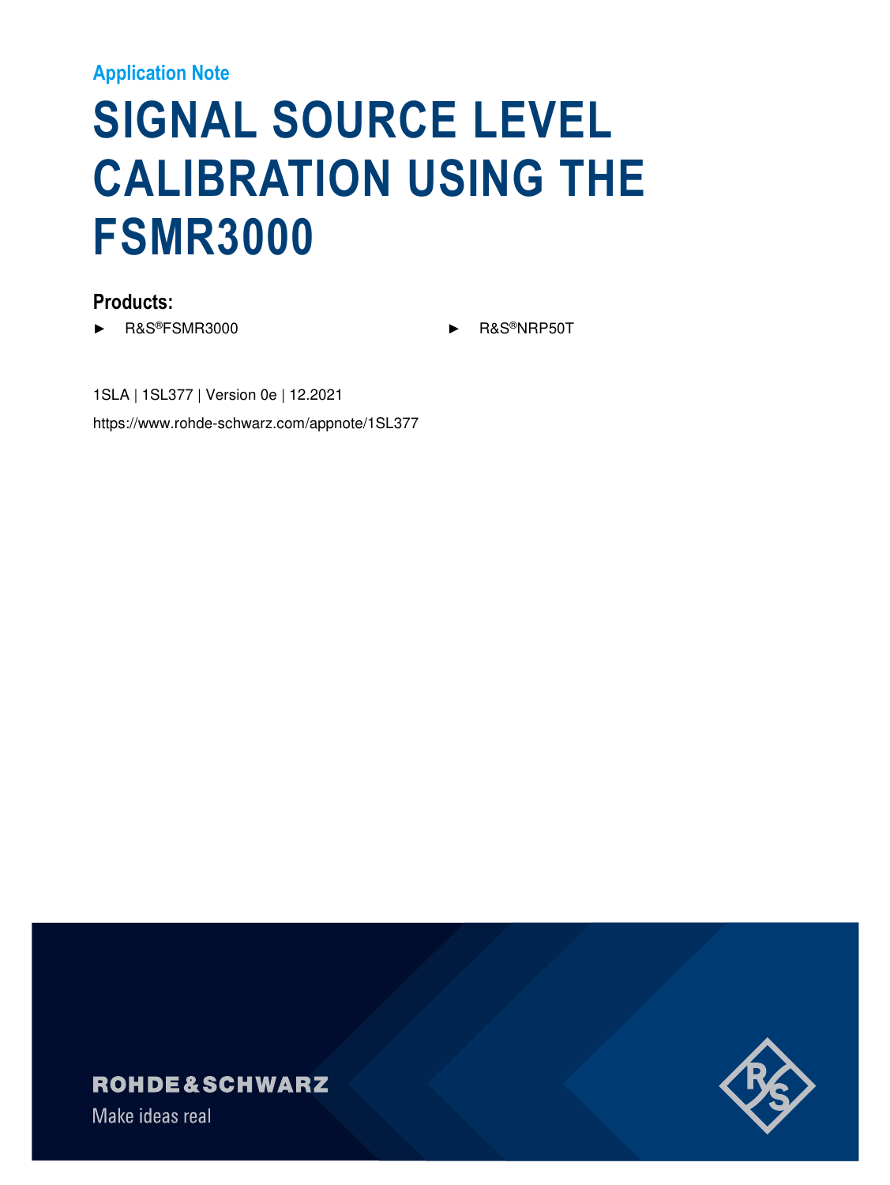Application Note

# SIGNAL SOURCE LEVEL CALIBRATION USING THE FSMR3000

## Products:

- R&S®FSMR3000
- R&S®NRP50T

1SLA | 1SL377 | Version 0e | 12.2021

https://www.rohde-schwarz.com/appnote/1SL377

ROHDE&SCHWARZ

Make ideas real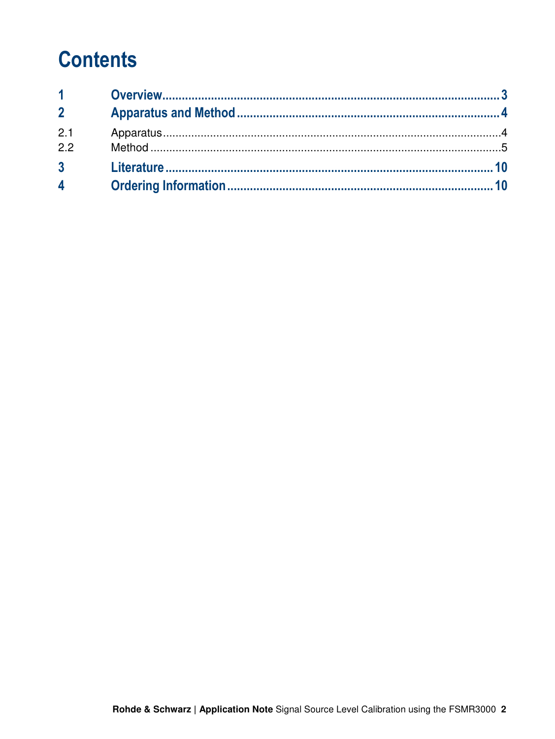# Contents

| | | |
|---|---|---|
| **1** | **Overview** | **3** |
| **2** | **Apparatus and Method** | **4** |
| 2.1 | Apparatus | 4 |
| 2.2 | Method | 5 |
| **3** | **Literature** | **10** |
| **4** | **Ordering Information** | **10** |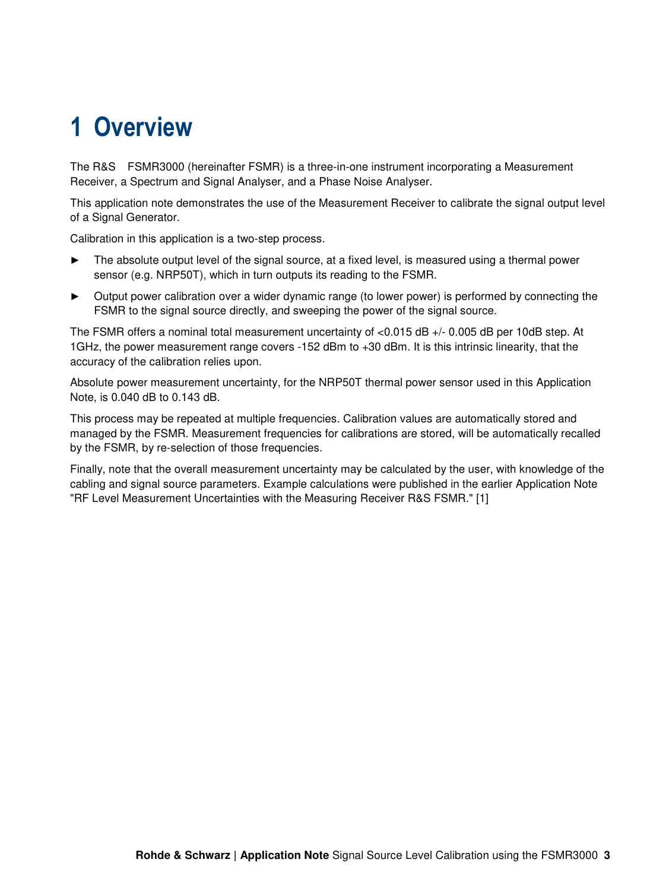# 1 Overview

The R&S FSMR3000 (hereinafter FSMR) is a three-in-one instrument incorporating a Measurement Receiver, a Spectrum and Signal Analyser, and a Phase Noise Analyser.

This application note demonstrates the use of the Measurement Receiver to calibrate the signal output level of a Signal Generator.

Calibration in this application is a two-step process.

► The absolute output level of the signal source, at a fixed level, is measured using a thermal power sensor (e.g. NRP50T), which in turn outputs its reading to the FSMR.

► Output power calibration over a wider dynamic range (to lower power) is performed by connecting the FSMR to the signal source directly, and sweeping the power of the signal source.

The FSMR offers a nominal total measurement uncertainty of <0.015 dB +/- 0.005 dB per 10dB step. At 1GHz, the power measurement range covers -152 dBm to +30 dBm. It is this intrinsic linearity, that the accuracy of the calibration relies upon.

Absolute power measurement uncertainty, for the NRP50T thermal power sensor used in this Application Note, is 0.040 dB to 0.143 dB.

This process may be repeated at multiple frequencies. Calibration values are automatically stored and managed by the FSMR. Measurement frequencies for calibrations are stored, will be automatically recalled by the FSMR, by re-selection of those frequencies.

Finally, note that the overall measurement uncertainty may be calculated by the user, with knowledge of the cabling and signal source parameters. Example calculations were published in the earlier Application Note "RF Level Measurement Uncertainties with the Measuring Receiver R&S FSMR." [1]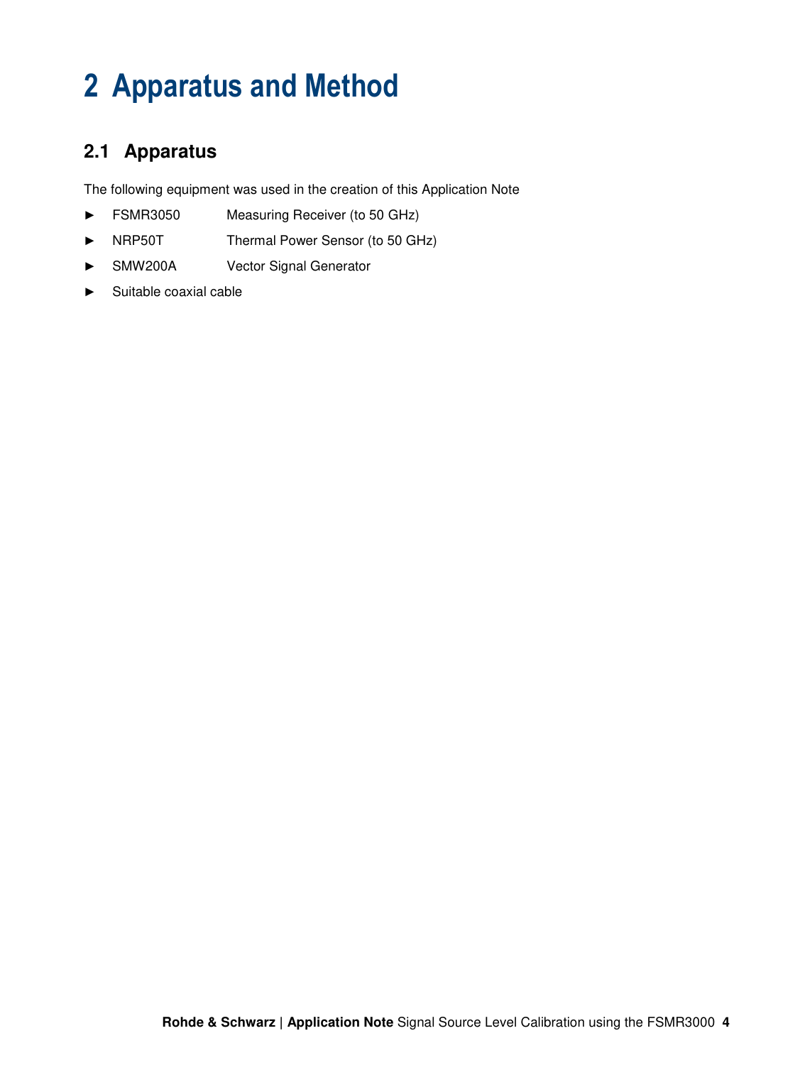# 2 Apparatus and Method

## 2.1 Apparatus

The following equipment was used in the creation of this Application Note

- FSMR3050 Measuring Receiver (to 50 GHz)
- NRP50T Thermal Power Sensor (to 50 GHz)
- SMW200A Vector Signal Generator
- Suitable coaxial cable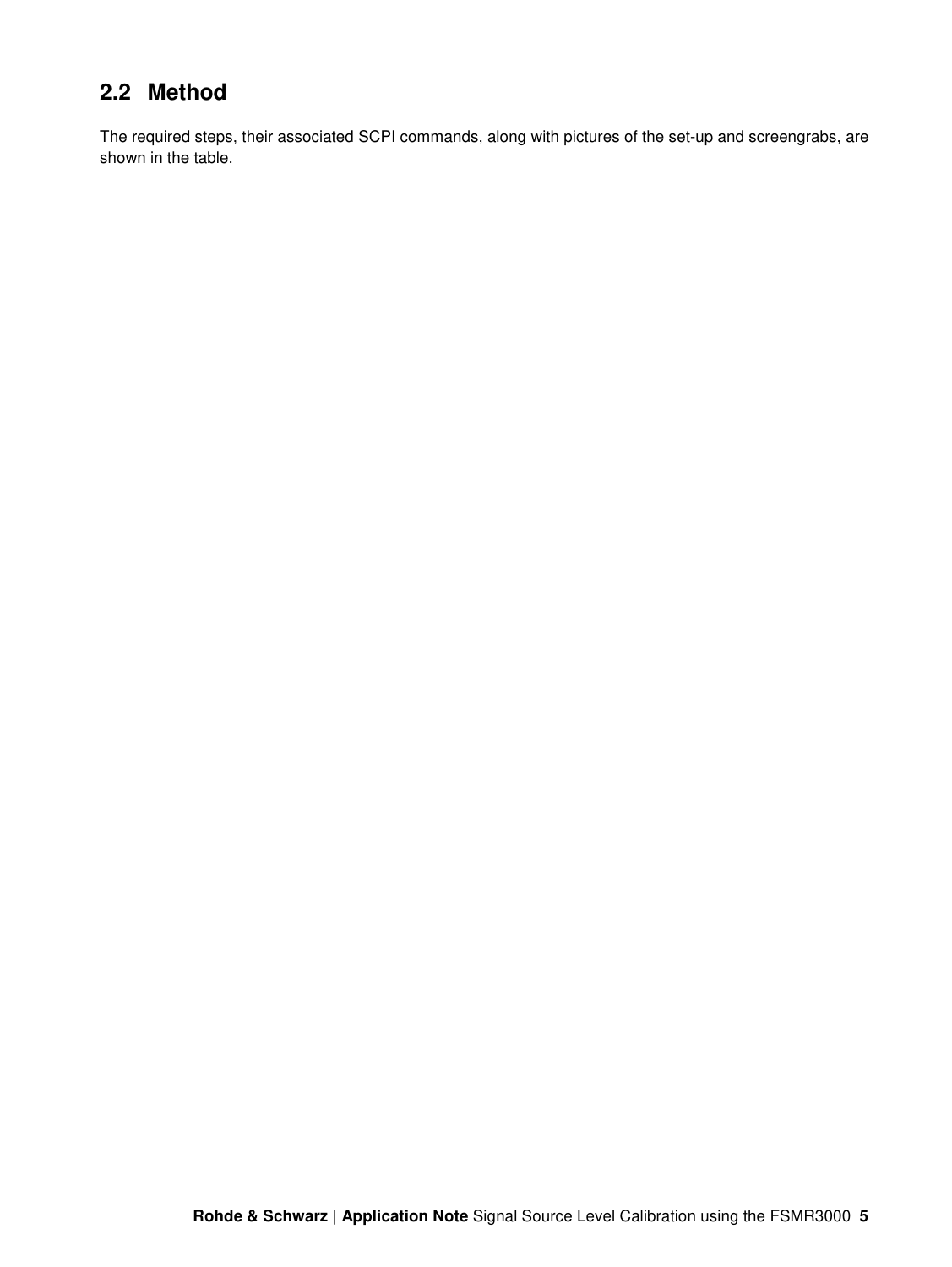## 2.2 Method

The required steps, their associated SCPI commands, along with pictures of the set-up and screengrabs, are shown in the table.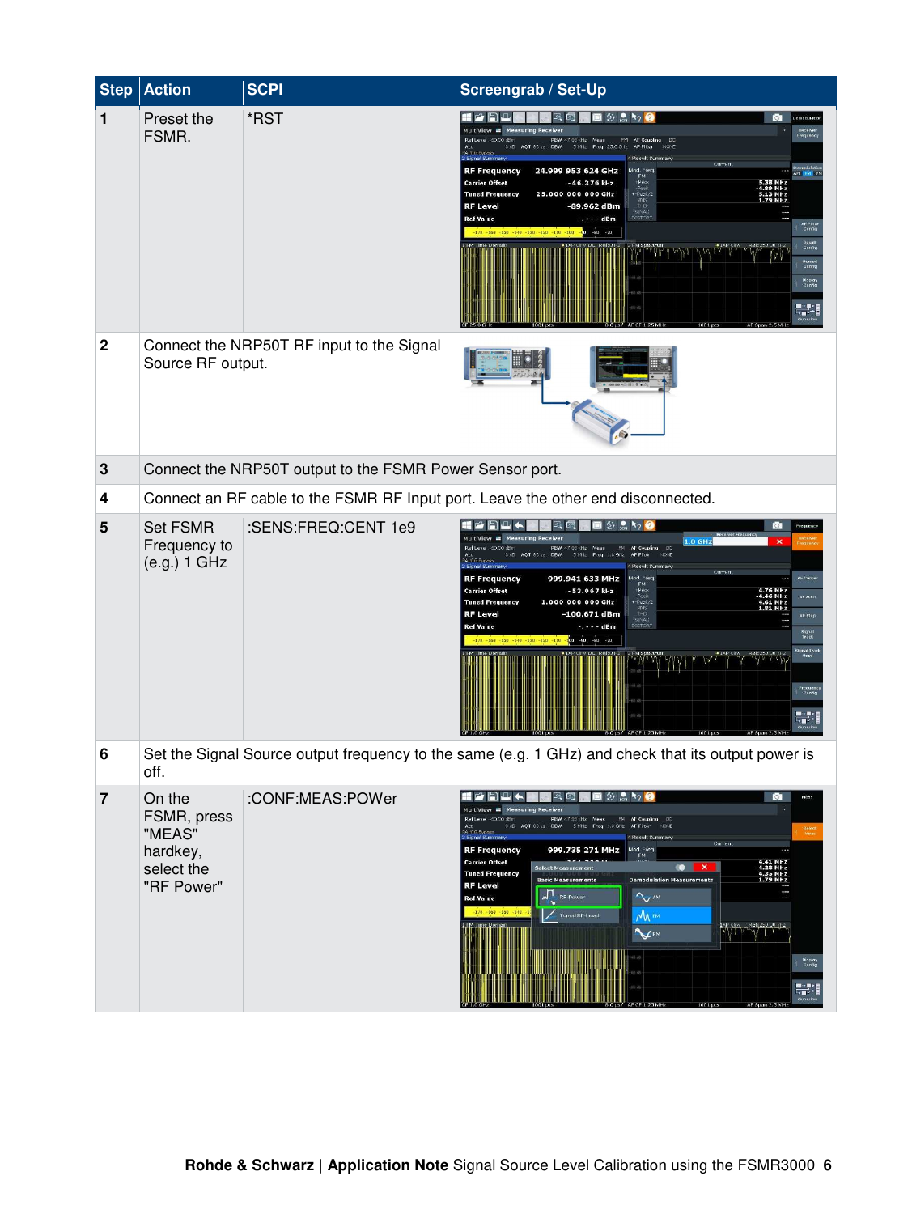| Step | Action | SCPI | Screengrab / Set-Up |
|---|---|---|---|
| 1 | Preset the FSMR. | *RST | |
| 2 | Connect the NRP50T RF input to the Signal Source RF output. | | |
| 3 | Connect the NRP50T output to the FSMR Power Sensor port. | | |
| 4 | Connect an RF cable to the FSMR RF Input port. Leave the other end disconnected. | | |
| 5 | Set FSMR Frequency to (e.g.) 1 GHz | :SENS:FREQ:CENT 1e9 | |
| 6 | Set the Signal Source output frequency to the same (e.g. 1 GHz) and check that its output power is off. | | |
| 7 | On the FSMR, press "MEAS" hardkey, select the "RF Power" | :CONF:MEAS:POWer | |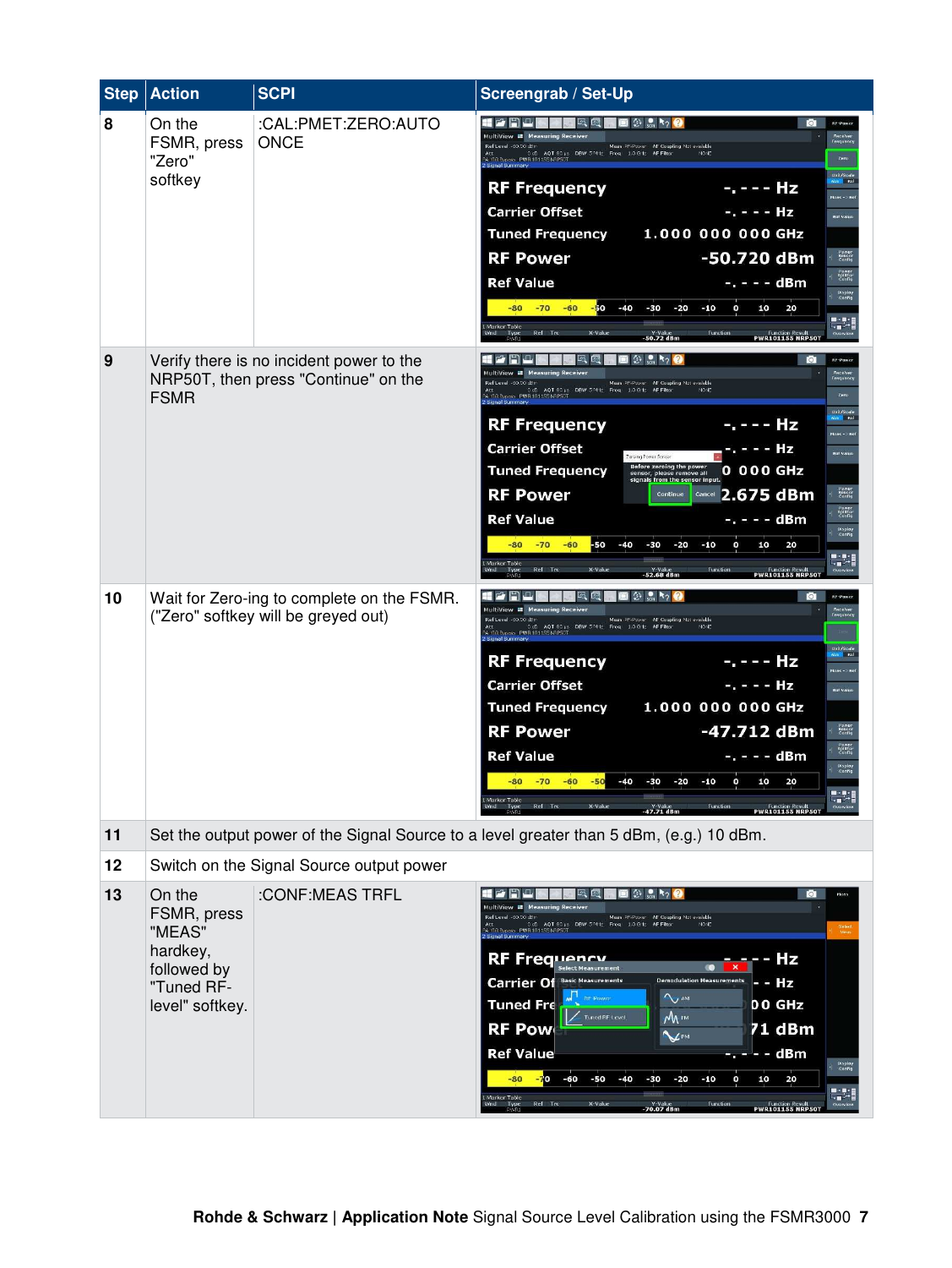| Step | Action | SCPI | Screengrab / Set-Up |
|---|---|---|---|
| 8 | On the FSMR, press "Zero" softkey | :CAL:PMET:ZERO:AUTO ONCE | |
| 9 | Verify there is no incident power to the NRP50T, then press "Continue" on the FSMR | | |
| 10 | Wait for Zero-ing to complete on the FSMR. ("Zero" softkey will be greyed out) | | |
| 11 | Set the output power of the Signal Source to a level greater than 5 dBm, (e.g.) 10 dBm. | | |
| 12 | Switch on the Signal Source output power | | |
| 13 | On the FSMR, press "MEAS" hardkey, followed by "Tuned RF-level" softkey. | :CONF:MEAS TRFL | |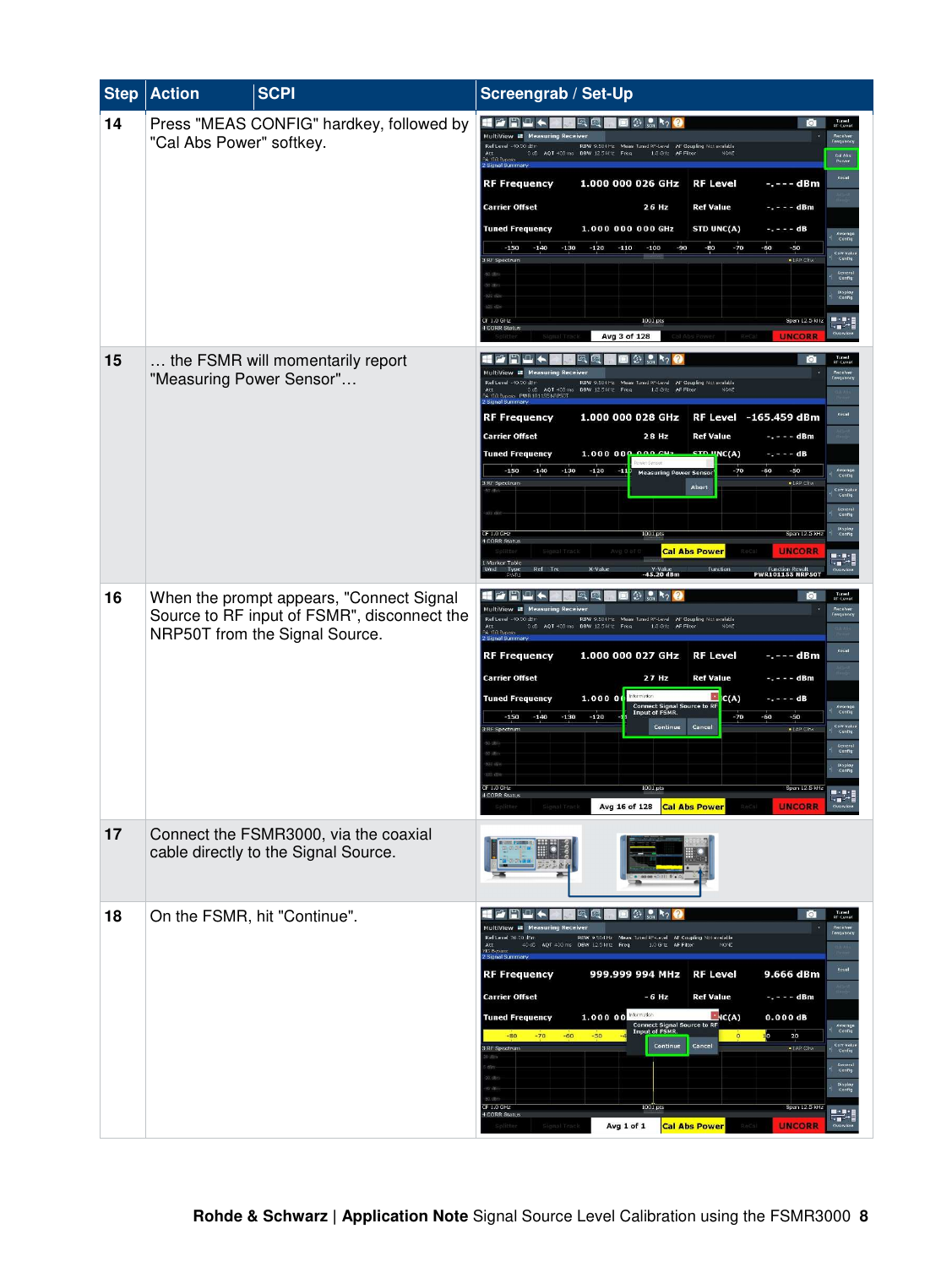| Step | Action | SCPI | Screengrab / Set-Up |
|---|---|---|---|
| 14 | Press "MEAS CONFIG" hardkey, followed by "Cal Abs Power" softkey. | | |
| 15 | … the FSMR will momentarily report "Measuring Power Sensor"… | | |
| 16 | When the prompt appears, "Connect Signal Source to RF input of FSMR", disconnect the NRP50T from the Signal Source. | | |
| 17 | Connect the FSMR3000, via the coaxial cable directly to the Signal Source. | | |
| 18 | On the FSMR, hit "Continue". | | |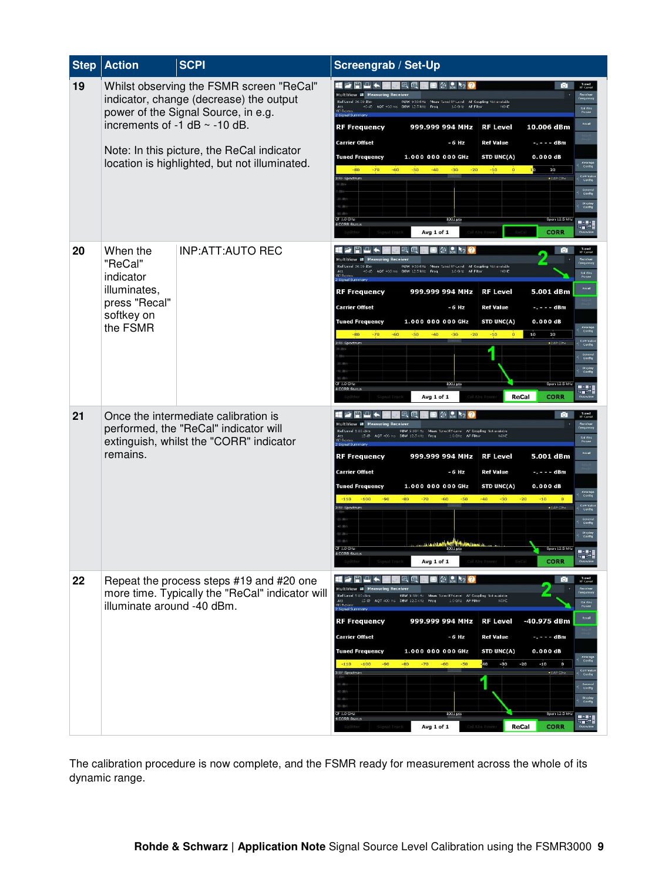| Step | Action | SCPI | Screengrab / Set-Up |
|---|---|---|---|
| 19 | Whilst observing the FSMR screen "ReCal" indicator, change (decrease) the output power of the Signal Source, in e.g. increments of -1 dB ~ -10 dB.<br><br>Note: In this picture, the ReCal indicator location is highlighted, but not illuminated. | | |
| 20 | When the "ReCal" indicator illuminates, press "Recal" softkey on the FSMR | INP:ATT:AUTO REC | |
| 21 | Once the intermediate calibration is performed, the "ReCal" indicator will extinguish, whilst the "CORR" indicator remains. | | |
| 22 | Repeat the process steps #19 and #20 one more time. Typically the "ReCal" indicator will illuminate around -40 dBm. | | |

The calibration procedure is now complete, and the FSMR ready for measurement across the whole of its dynamic range.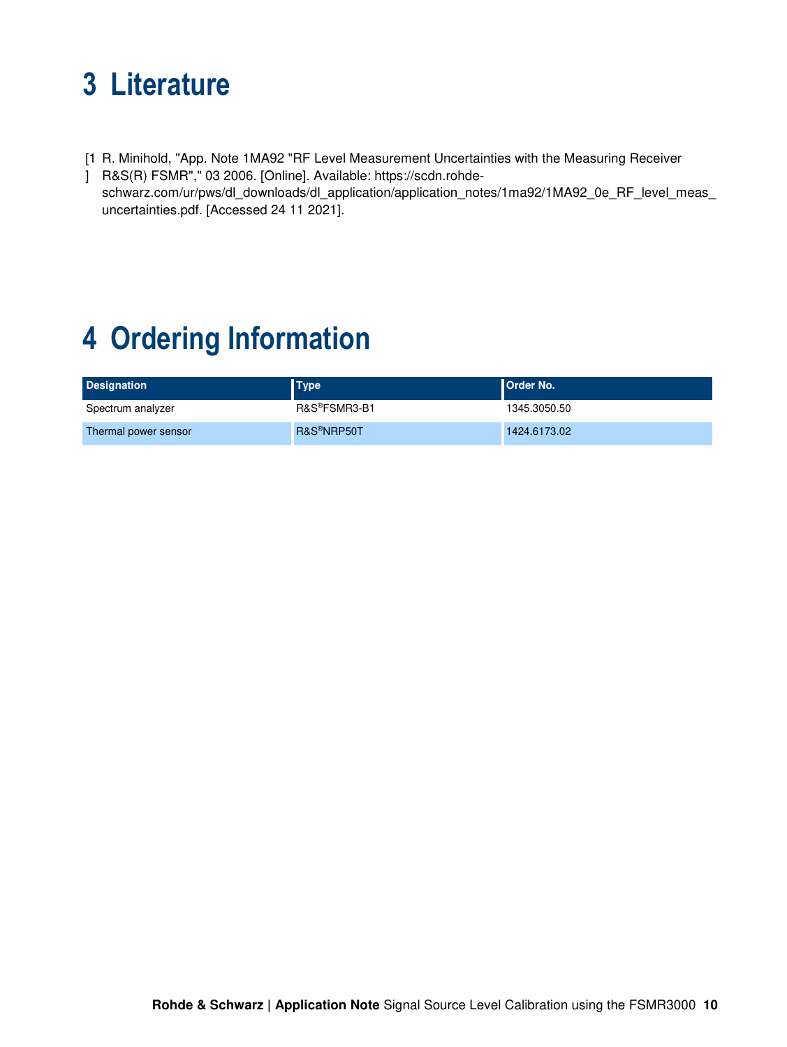# 3 Literature

[1] R. Minihold, "App. Note 1MA92 "RF Level Measurement Uncertainties with the Measuring Receiver R&S(R) FSMR"," 03 2006. [Online]. Available: https://scdn.rohde-schwarz.com/ur/pws/dl_downloads/dl_application/application_notes/1ma92/1MA92_0e_RF_level_meas_uncertainties.pdf. [Accessed 24 11 2021].

# 4 Ordering Information

| Designation | Type | Order No. |
|---|---|---|
| Spectrum analyzer | R&S®FSMR3-B1 | 1345.3050.50 |
| Thermal power sensor | R&S®NRP50T | 1424.6173.02 |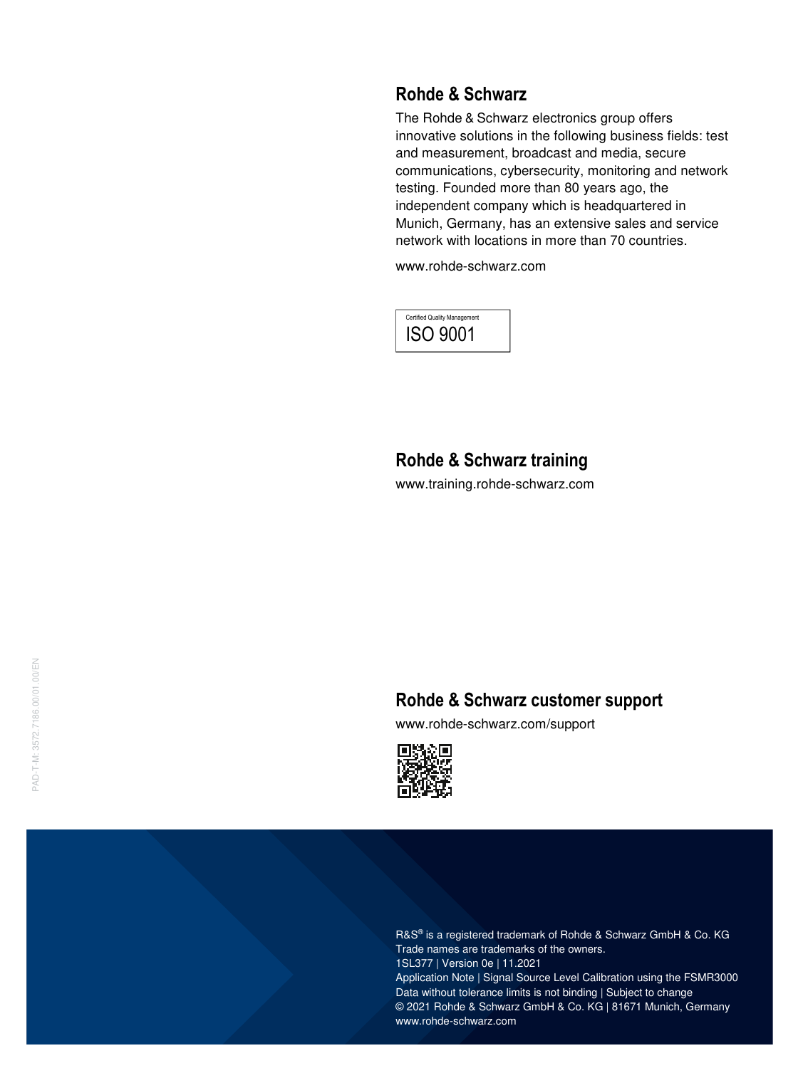## Rohde & Schwarz

The Rohde & Schwarz electronics group offers innovative solutions in the following business fields: test and measurement, broadcast and media, secure communications, cybersecurity, monitoring and network testing. Founded more than 80 years ago, the independent company which is headquartered in Munich, Germany, has an extensive sales and service network with locations in more than 70 countries.

www.rohde-schwarz.com

Certified Quality Management
ISO 9001

## Rohde & Schwarz training

www.training.rohde-schwarz.com

## Rohde & Schwarz customer support

www.rohde-schwarz.com/support

PAD-T-M: 3572.7186.00/01.00/EN

R&S® is a registered trademark of Rohde & Schwarz GmbH & Co. KG
Trade names are trademarks of the owners.
1SL377 | Version 0e | 11.2021
Application Note | Signal Source Level Calibration using the FSMR3000
Data without tolerance limits is not binding | Subject to change
© 2021 Rohde & Schwarz GmbH & Co. KG | 81671 Munich, Germany
www.rohde-schwarz.com